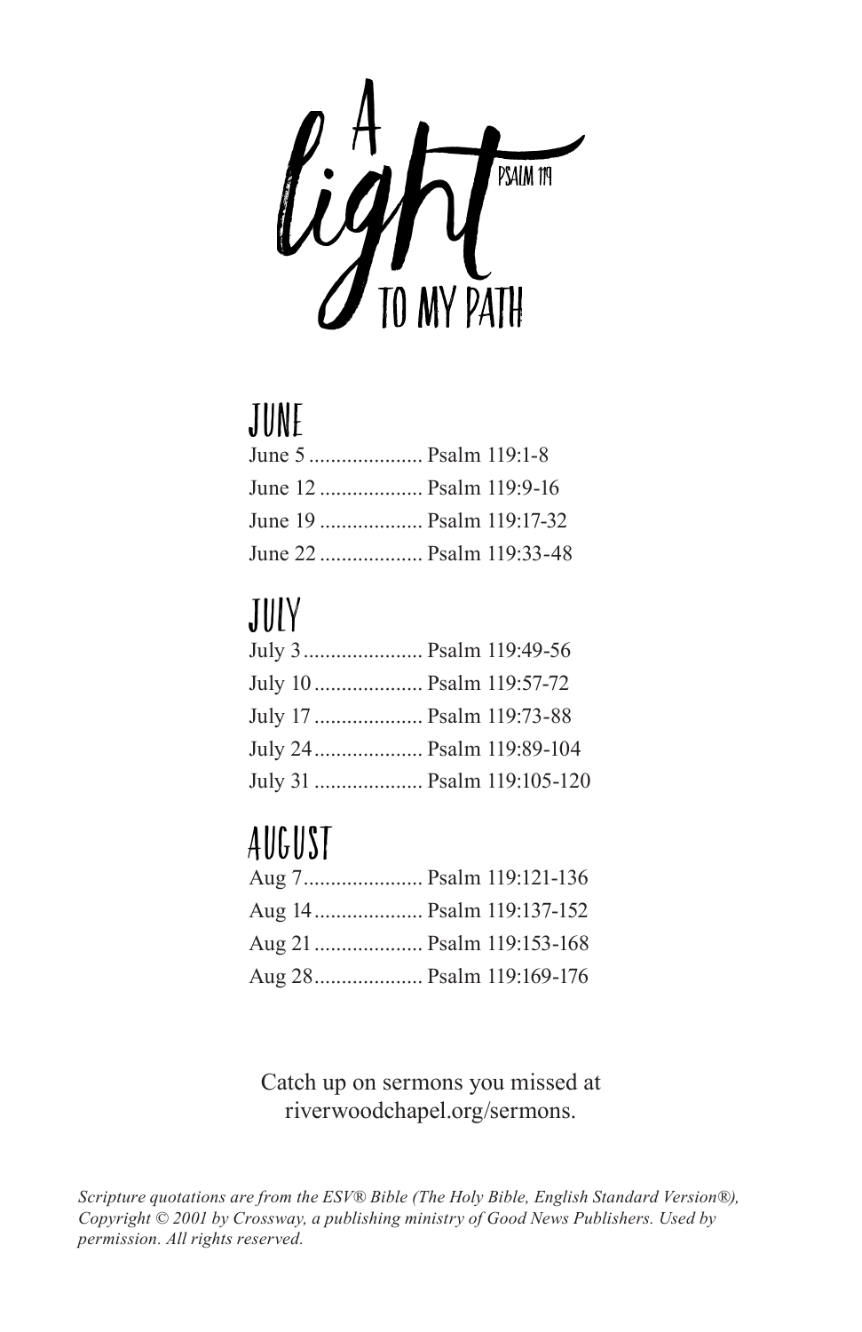# A light to my path

PSALM 119

## JUNE

June 5 ..................... Psalm 119:1-8
June 12 ................... Psalm 119:9-16
June 19 ................... Psalm 119:17-32
June 22 ................... Psalm 119:33-48

## JULY

July 3 ...................... Psalm 119:49-56
July 10 .................... Psalm 119:57-72
July 17 .................... Psalm 119:73-88
July 24 .................... Psalm 119:89-104
July 31 .................... Psalm 119:105-120

## AUGUST

Aug 7 ...................... Psalm 119:121-136
Aug 14 .................... Psalm 119:137-152
Aug 21 .................... Psalm 119:153-168
Aug 28 .................... Psalm 119:169-176

Catch up on sermons you missed at riverwoodchapel.org/sermons.

*Scripture quotations are from the ESV® Bible (The Holy Bible, English Standard Version®), Copyright © 2001 by Crossway, a publishing ministry of Good News Publishers. Used by permission. All rights reserved.*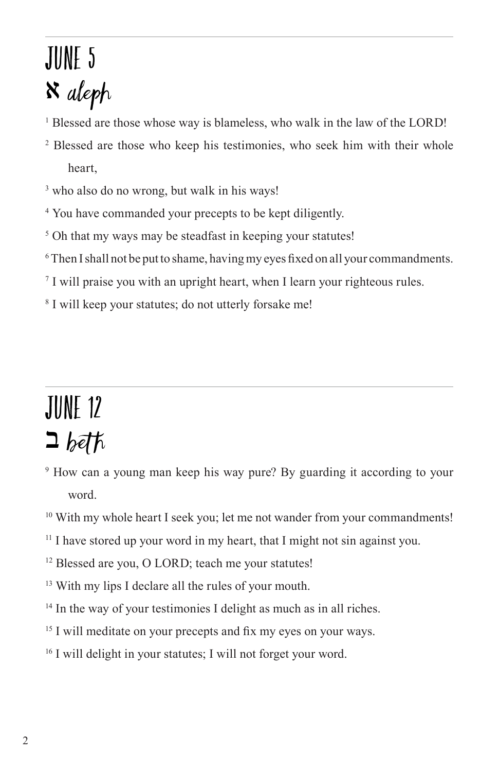# JUNE 5

## א aleph

1 Blessed are those whose way is blameless, who walk in the law of the LORD!

2 Blessed are those who keep his testimonies, who seek him with their whole heart,

3 who also do no wrong, but walk in his ways!

4 You have commanded your precepts to be kept diligently.

5 Oh that my ways may be steadfast in keeping your statutes!

6 Then I shall not be put to shame, having my eyes fixed on all your commandments.

7 I will praise you with an upright heart, when I learn your righteous rules.

8 I will keep your statutes; do not utterly forsake me!

# JUNE 12

## ב beth

9 How can a young man keep his way pure? By guarding it according to your word.

10 With my whole heart I seek you; let me not wander from your commandments!

11 I have stored up your word in my heart, that I might not sin against you.

12 Blessed are you, O LORD; teach me your statutes!

13 With my lips I declare all the rules of your mouth.

14 In the way of your testimonies I delight as much as in all riches.

15 I will meditate on your precepts and fix my eyes on your ways.

16 I will delight in your statutes; I will not forget your word.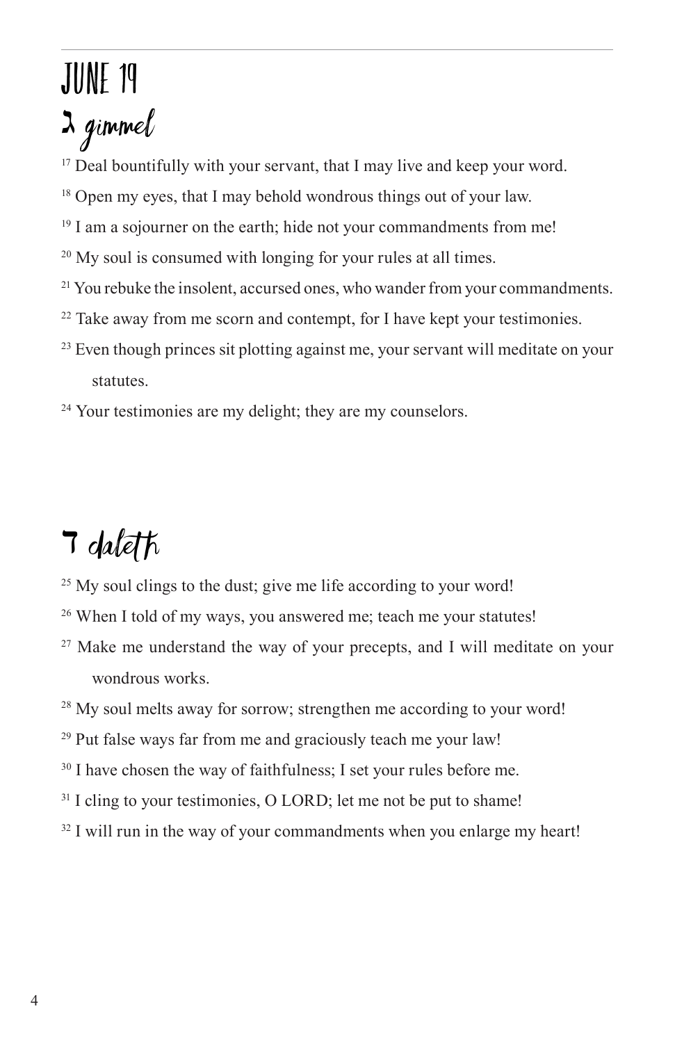# JUNE 19

## ג gimmel

[17] Deal bountifully with your servant, that I may live and keep your word.

[18] Open my eyes, that I may behold wondrous things out of your law.

[19] I am a sojourner on the earth; hide not your commandments from me!

[20] My soul is consumed with longing for your rules at all times.

[21] You rebuke the insolent, accursed ones, who wander from your commandments.

[22] Take away from me scorn and contempt, for I have kept your testimonies.

[23] Even though princes sit plotting against me, your servant will meditate on your statutes.

[24] Your testimonies are my delight; they are my counselors.

## ד daleth

[25] My soul clings to the dust; give me life according to your word!

[26] When I told of my ways, you answered me; teach me your statutes!

[27] Make me understand the way of your precepts, and I will meditate on your wondrous works.

[28] My soul melts away for sorrow; strengthen me according to your word!

[29] Put false ways far from me and graciously teach me your law!

[30] I have chosen the way of faithfulness; I set your rules before me.

[31] I cling to your testimonies, O LORD; let me not be put to shame!

[32] I will run in the way of your commandments when you enlarge my heart!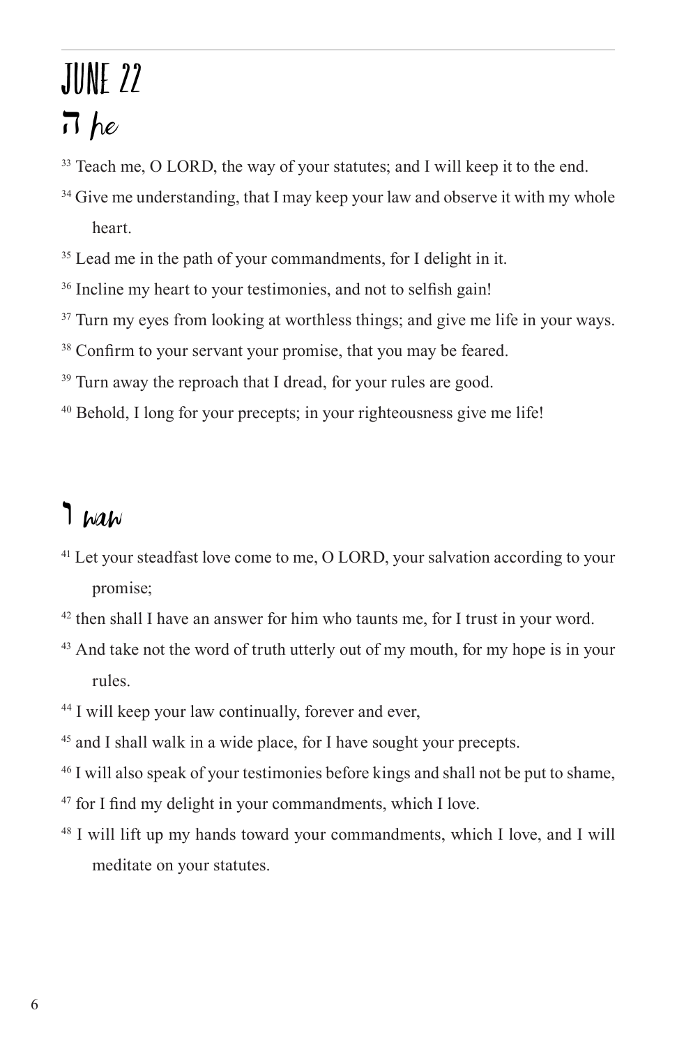# JUNE 22

## ה he

[33] Teach me, O LORD, the way of your statutes; and I will keep it to the end.

[34] Give me understanding, that I may keep your law and observe it with my whole heart.

[35] Lead me in the path of your commandments, for I delight in it.

[36] Incline my heart to your testimonies, and not to selfish gain!

[37] Turn my eyes from looking at worthless things; and give me life in your ways.

[38] Confirm to your servant your promise, that you may be feared.

[39] Turn away the reproach that I dread, for your rules are good.

[40] Behold, I long for your precepts; in your righteousness give me life!

## ו waw

[41] Let your steadfast love come to me, O LORD, your salvation according to your promise;

[42] then shall I have an answer for him who taunts me, for I trust in your word.

[43] And take not the word of truth utterly out of my mouth, for my hope is in your rules.

[44] I will keep your law continually, forever and ever,

[45] and I shall walk in a wide place, for I have sought your precepts.

[46] I will also speak of your testimonies before kings and shall not be put to shame,

[47] for I find my delight in your commandments, which I love.

[48] I will lift up my hands toward your commandments, which I love, and I will meditate on your statutes.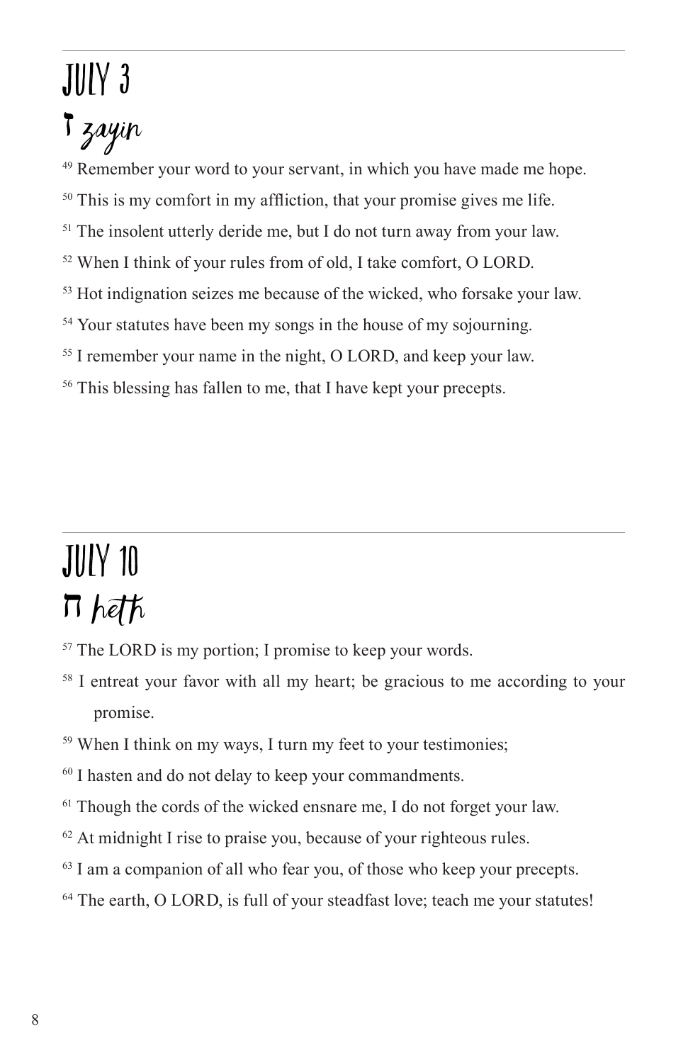# JULY 3

## ז zayin

49 Remember your word to your servant, in which you have made me hope.

50 This is my comfort in my affliction, that your promise gives me life.

51 The insolent utterly deride me, but I do not turn away from your law.

52 When I think of your rules from of old, I take comfort, O LORD.

53 Hot indignation seizes me because of the wicked, who forsake your law.

54 Your statutes have been my songs in the house of my sojourning.

55 I remember your name in the night, O LORD, and keep your law.

56 This blessing has fallen to me, that I have kept your precepts.

# JULY 10

## ח heth

57 The LORD is my portion; I promise to keep your words.

58 I entreat your favor with all my heart; be gracious to me according to your promise.

59 When I think on my ways, I turn my feet to your testimonies;

60 I hasten and do not delay to keep your commandments.

61 Though the cords of the wicked ensnare me, I do not forget your law.

62 At midnight I rise to praise you, because of your righteous rules.

63 I am a companion of all who fear you, of those who keep your precepts.

64 The earth, O LORD, is full of your steadfast love; teach me your statutes!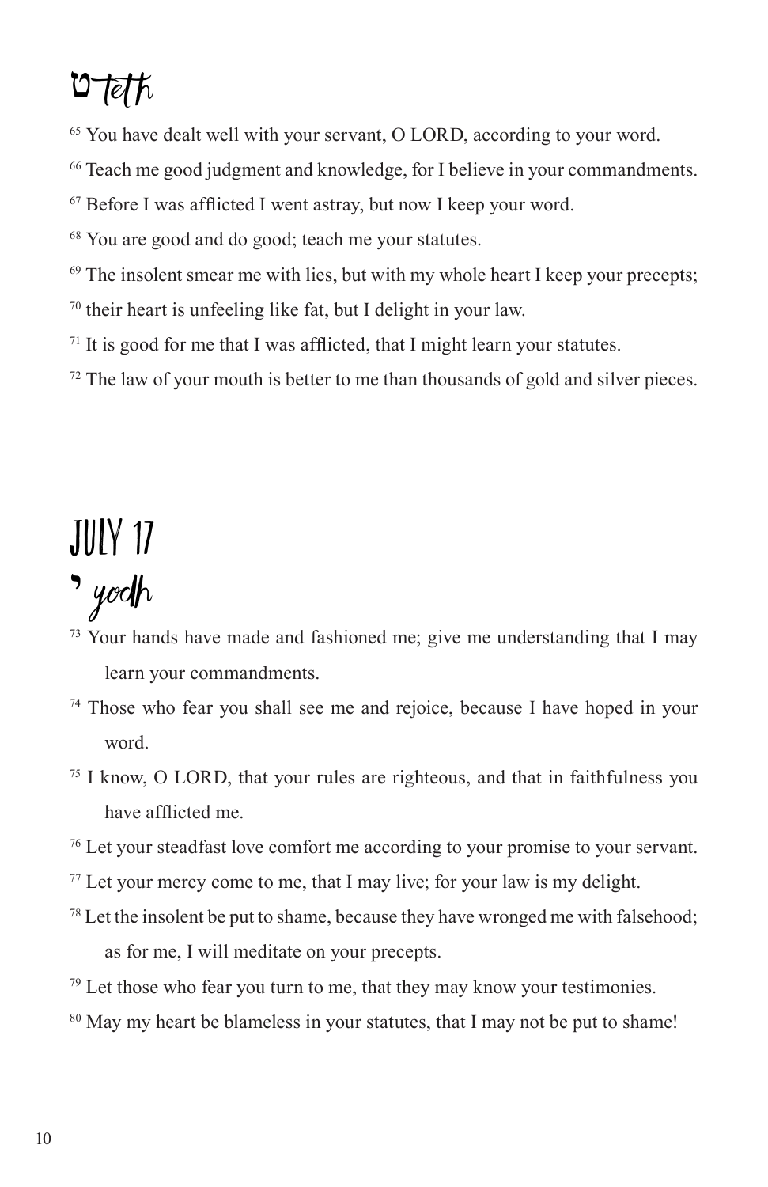## ט teth

[65] You have dealt well with your servant, O LORD, according to your word.

[66] Teach me good judgment and knowledge, for I believe in your commandments.

[67] Before I was afflicted I went astray, but now I keep your word.

[68] You are good and do good; teach me your statutes.

[69] The insolent smear me with lies, but with my whole heart I keep your precepts;

[70] their heart is unfeeling like fat, but I delight in your law.

[71] It is good for me that I was afflicted, that I might learn your statutes.

[72] The law of your mouth is better to me than thousands of gold and silver pieces.

---

# JULY 17

## י yodh

[73] Your hands have made and fashioned me; give me understanding that I may learn your commandments.

[74] Those who fear you shall see me and rejoice, because I have hoped in your word.

[75] I know, O LORD, that your rules are righteous, and that in faithfulness you have afflicted me.

[76] Let your steadfast love comfort me according to your promise to your servant.

[77] Let your mercy come to me, that I may live; for your law is my delight.

[78] Let the insolent be put to shame, because they have wronged me with falsehood; as for me, I will meditate on your precepts.

[79] Let those who fear you turn to me, that they may know your testimonies.

[80] May my heart be blameless in your statutes, that I may not be put to shame!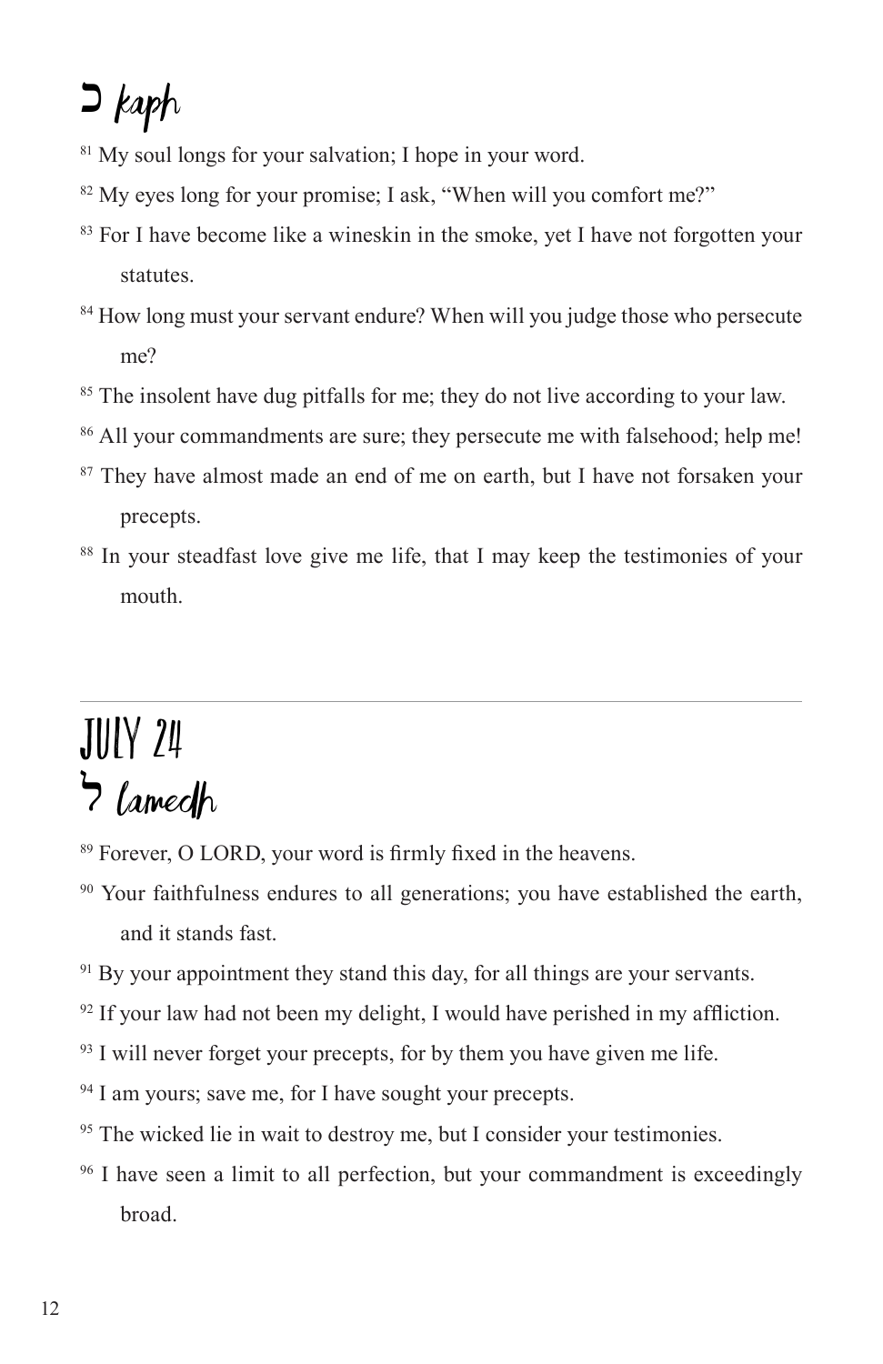## כ kaph

[81] My soul longs for your salvation; I hope in your word.

[82] My eyes long for your promise; I ask, "When will you comfort me?"

[83] For I have become like a wineskin in the smoke, yet I have not forgotten your statutes.

[84] How long must your servant endure? When will you judge those who persecute me?

[85] The insolent have dug pitfalls for me; they do not live according to your law.

[86] All your commandments are sure; they persecute me with falsehood; help me!

[87] They have almost made an end of me on earth, but I have not forsaken your precepts.

[88] In your steadfast love give me life, that I may keep the testimonies of your mouth.

---

# JULY 24

## ל lamedh

[89] Forever, O LORD, your word is firmly fixed in the heavens.

[90] Your faithfulness endures to all generations; you have established the earth, and it stands fast.

[91] By your appointment they stand this day, for all things are your servants.

[92] If your law had not been my delight, I would have perished in my affliction.

[93] I will never forget your precepts, for by them you have given me life.

[94] I am yours; save me, for I have sought your precepts.

[95] The wicked lie in wait to destroy me, but I consider your testimonies.

[96] I have seen a limit to all perfection, but your commandment is exceedingly broad.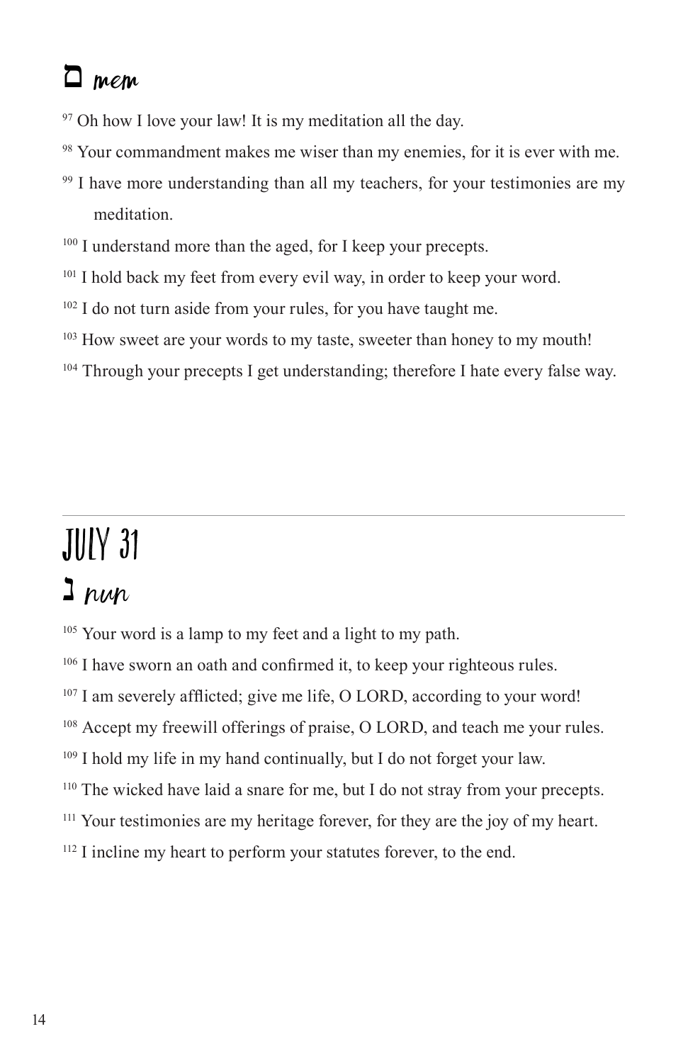## מ mem

97 Oh how I love your law! It is my meditation all the day.

98 Your commandment makes me wiser than my enemies, for it is ever with me.

99 I have more understanding than all my teachers, for your testimonies are my meditation.

100 I understand more than the aged, for I keep your precepts.

101 I hold back my feet from every evil way, in order to keep your word.

102 I do not turn aside from your rules, for you have taught me.

103 How sweet are your words to my taste, sweeter than honey to my mouth!

104 Through your precepts I get understanding; therefore I hate every false way.

---

# JULY 31

## נ nun

105 Your word is a lamp to my feet and a light to my path.

106 I have sworn an oath and confirmed it, to keep your righteous rules.

107 I am severely afflicted; give me life, O LORD, according to your word!

108 Accept my freewill offerings of praise, O LORD, and teach me your rules.

109 I hold my life in my hand continually, but I do not forget your law.

110 The wicked have laid a snare for me, but I do not stray from your precepts.

111 Your testimonies are my heritage forever, for they are the joy of my heart.

112 I incline my heart to perform your statutes forever, to the end.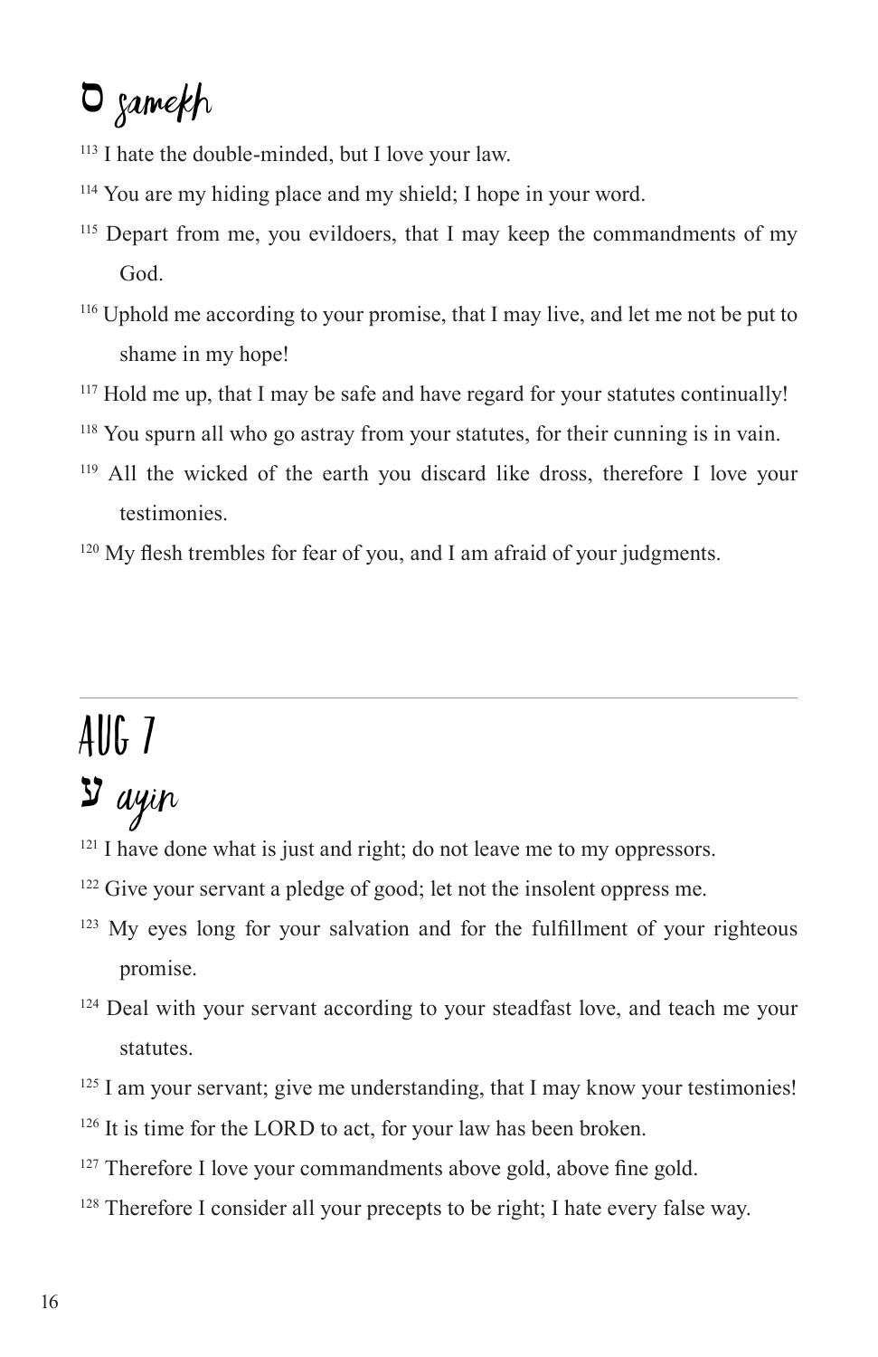# ס samekh

113 I hate the double-minded, but I love your law.

114 You are my hiding place and my shield; I hope in your word.

115 Depart from me, you evildoers, that I may keep the commandments of my God.

116 Uphold me according to your promise, that I may live, and let me not be put to shame in my hope!

117 Hold me up, that I may be safe and have regard for your statutes continually!

118 You spurn all who go astray from your statutes, for their cunning is in vain.

119 All the wicked of the earth you discard like dross, therefore I love your testimonies.

120 My flesh trembles for fear of you, and I am afraid of your judgments.

---

# AUG 7

# ע ayin

121 I have done what is just and right; do not leave me to my oppressors.

122 Give your servant a pledge of good; let not the insolent oppress me.

123 My eyes long for your salvation and for the fulfillment of your righteous promise.

124 Deal with your servant according to your steadfast love, and teach me your statutes.

125 I am your servant; give me understanding, that I may know your testimonies!

126 It is time for the LORD to act, for your law has been broken.

127 Therefore I love your commandments above gold, above fine gold.

128 Therefore I consider all your precepts to be right; I hate every false way.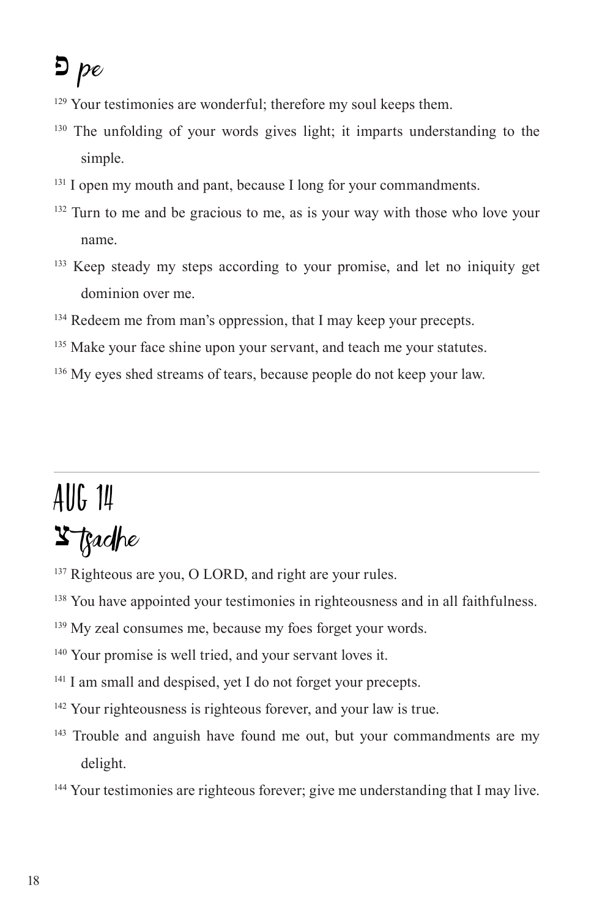# פ pe

[129] Your testimonies are wonderful; therefore my soul keeps them.

[130] The unfolding of your words gives light; it imparts understanding to the simple.

[131] I open my mouth and pant, because I long for your commandments.

[132] Turn to me and be gracious to me, as is your way with those who love your name.

[133] Keep steady my steps according to your promise, and let no iniquity get dominion over me.

[134] Redeem me from man's oppression, that I may keep your precepts.

[135] Make your face shine upon your servant, and teach me your statutes.

[136] My eyes shed streams of tears, because people do not keep your law.

---

# AUG 14

# צ tsadhe

[137] Righteous are you, O LORD, and right are your rules.

[138] You have appointed your testimonies in righteousness and in all faithfulness.

[139] My zeal consumes me, because my foes forget your words.

[140] Your promise is well tried, and your servant loves it.

[141] I am small and despised, yet I do not forget your precepts.

[142] Your righteousness is righteous forever, and your law is true.

[143] Trouble and anguish have found me out, but your commandments are my delight.

[144] Your testimonies are righteous forever; give me understanding that I may live.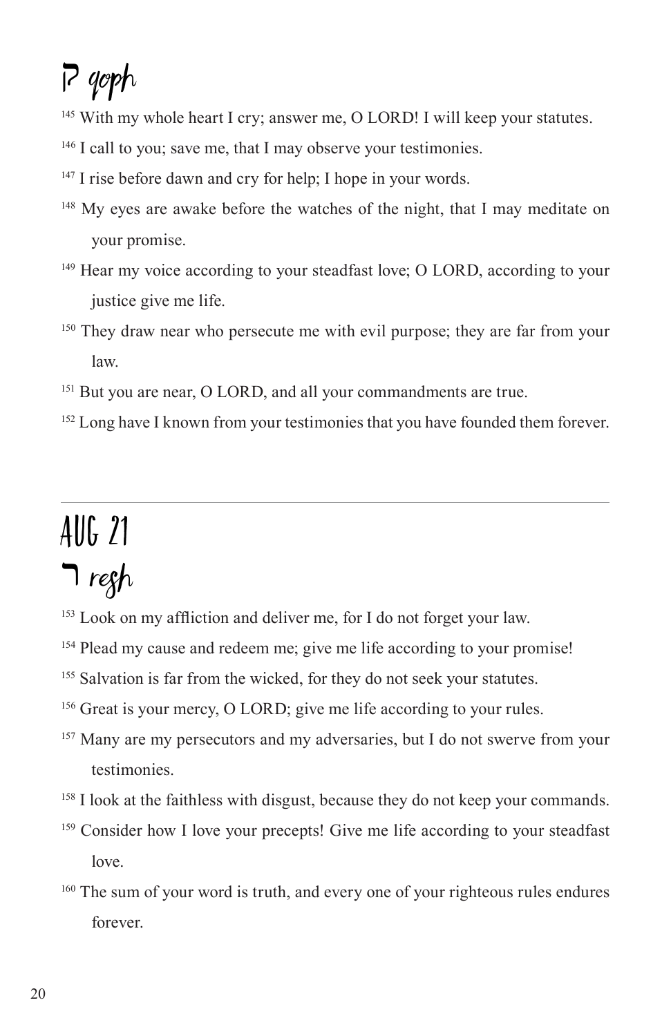## ק qoph

[145] With my whole heart I cry; answer me, O LORD! I will keep your statutes.

[146] I call to you; save me, that I may observe your testimonies.

[147] I rise before dawn and cry for help; I hope in your words.

[148] My eyes are awake before the watches of the night, that I may meditate on your promise.

[149] Hear my voice according to your steadfast love; O LORD, according to your justice give me life.

[150] They draw near who persecute me with evil purpose; they are far from your law.

[151] But you are near, O LORD, and all your commandments are true.

[152] Long have I known from your testimonies that you have founded them forever.

---

# AUG 21

## ר resh

[153] Look on my affliction and deliver me, for I do not forget your law.

[154] Plead my cause and redeem me; give me life according to your promise!

[155] Salvation is far from the wicked, for they do not seek your statutes.

[156] Great is your mercy, O LORD; give me life according to your rules.

[157] Many are my persecutors and my adversaries, but I do not swerve from your testimonies.

[158] I look at the faithless with disgust, because they do not keep your commands.

[159] Consider how I love your precepts! Give me life according to your steadfast love.

[160] The sum of your word is truth, and every one of your righteous rules endures forever.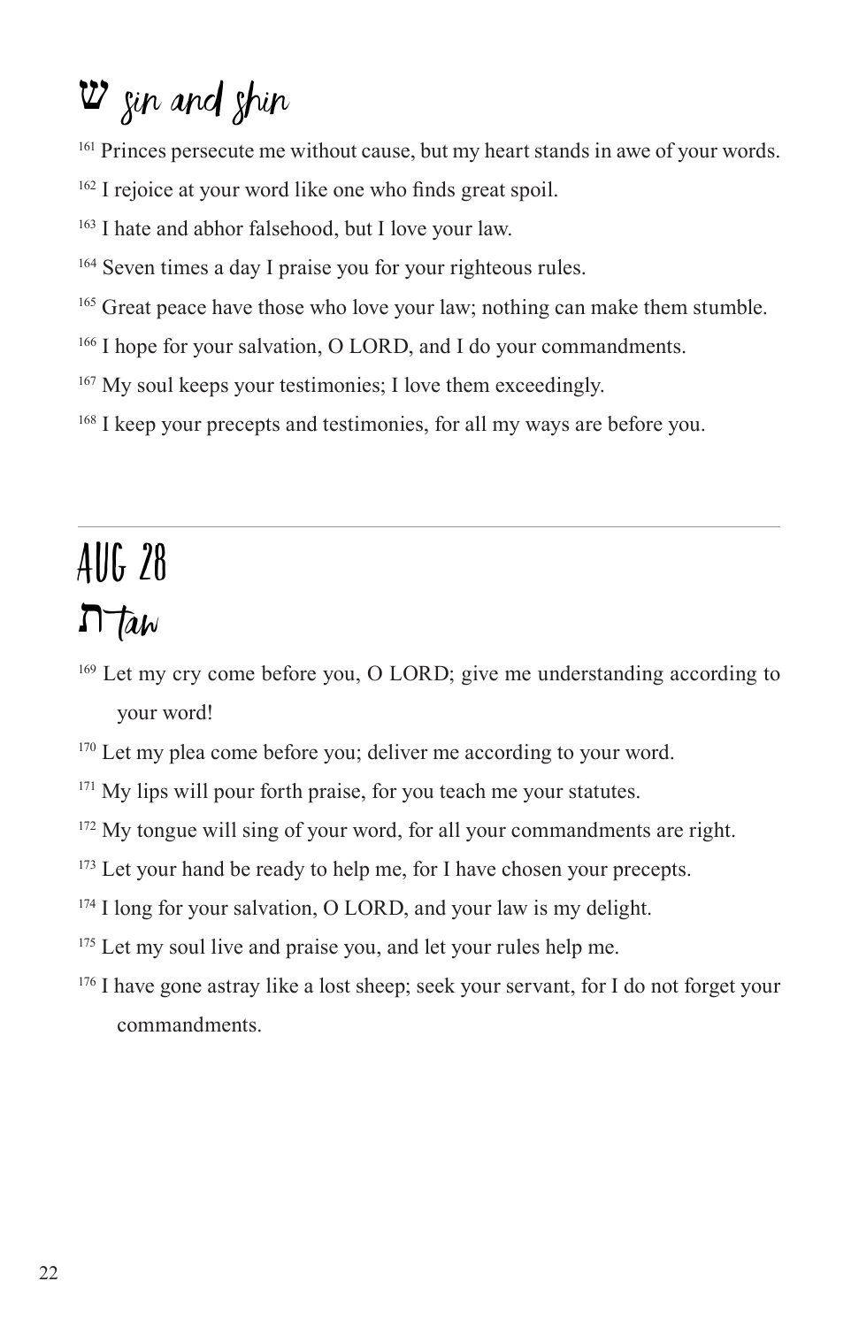## ש sin and shin

[161] Princes persecute me without cause, but my heart stands in awe of your words.

[162] I rejoice at your word like one who finds great spoil.

[163] I hate and abhor falsehood, but I love your law.

[164] Seven times a day I praise you for your righteous rules.

[165] Great peace have those who love your law; nothing can make them stumble.

[166] I hope for your salvation, O LORD, and I do your commandments.

[167] My soul keeps your testimonies; I love them exceedingly.

[168] I keep your precepts and testimonies, for all my ways are before you.

---

# AUG 28

## ת taw

[169] Let my cry come before you, O LORD; give me understanding according to your word!

[170] Let my plea come before you; deliver me according to your word.

[171] My lips will pour forth praise, for you teach me your statutes.

[172] My tongue will sing of your word, for all your commandments are right.

[173] Let your hand be ready to help me, for I have chosen your precepts.

[174] I long for your salvation, O LORD, and your law is my delight.

[175] Let my soul live and praise you, and let your rules help me.

[176] I have gone astray like a lost sheep; seek your servant, for I do not forget your commandments.